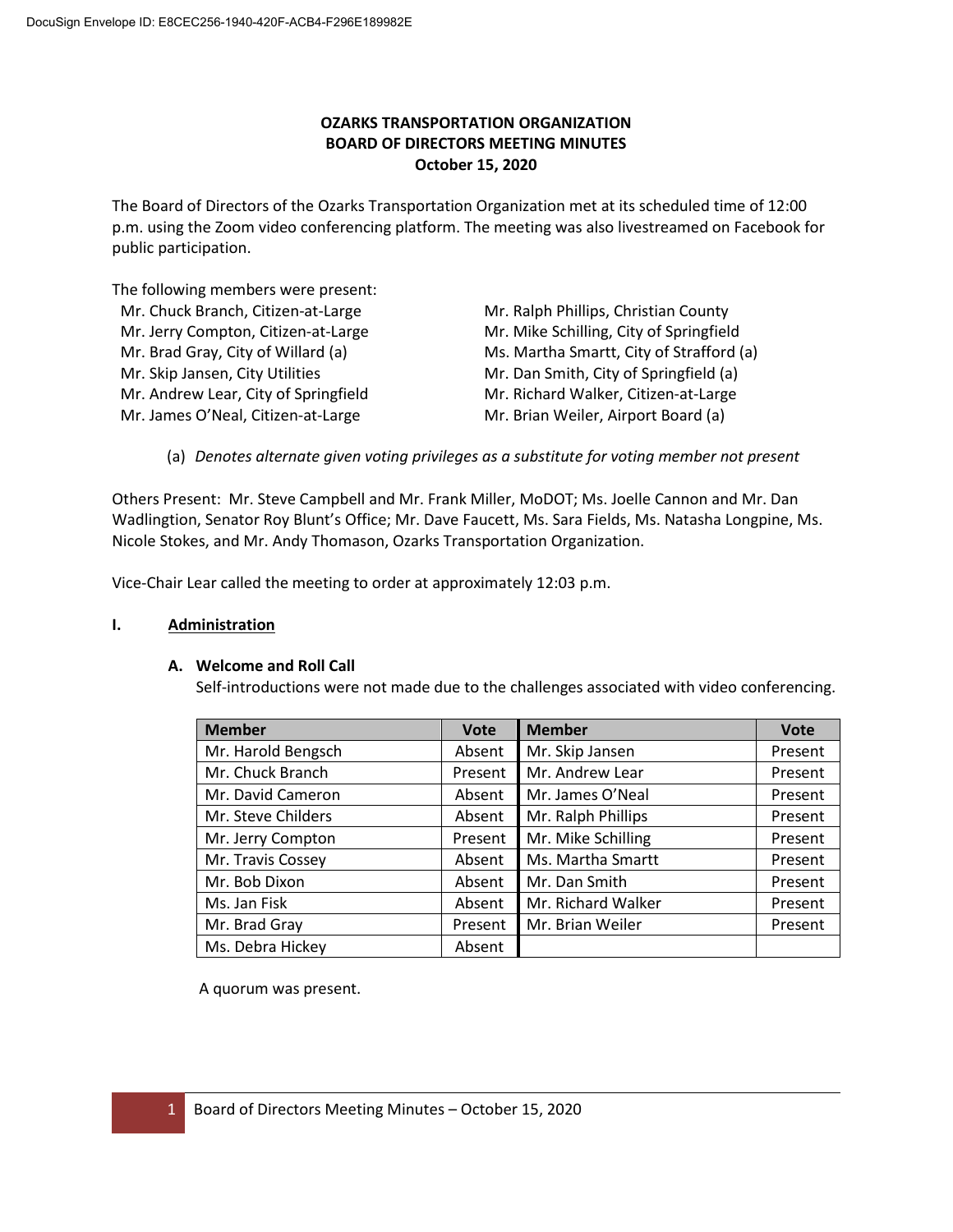DocuSign Envelope ID: E8CEC256-1940-420F-ACB4-F296E189982E

# OZARKS TRANSPORTATION ORGANIZATION
## BOARD OF DIRECTORS MEETING MINUTES
### October 15, 2020

The Board of Directors of the Ozarks Transportation Organization met at its scheduled time of 12:00 p.m. using the Zoom video conferencing platform. The meeting was also livestreamed on Facebook for public participation.

The following members were present:

- Mr. Chuck Branch, Citizen-at-Large
- Mr. Jerry Compton, Citizen-at-Large
- Mr. Brad Gray, City of Willard (a)
- Mr. Skip Jansen, City Utilities
- Mr. Andrew Lear, City of Springfield
- Mr. James O'Neal, Citizen-at-Large
- Mr. Ralph Phillips, Christian County
- Mr. Mike Schilling, City of Springfield
- Ms. Martha Smartt, City of Strafford (a)
- Mr. Dan Smith, City of Springfield (a)
- Mr. Richard Walker, Citizen-at-Large
- Mr. Brian Weiler, Airport Board (a)

(a) *Denotes alternate given voting privileges as a substitute for voting member not present*

Others Present: Mr. Steve Campbell and Mr. Frank Miller, MoDOT; Ms. Joelle Cannon and Mr. Dan Wadlingtion, Senator Roy Blunt's Office; Mr. Dave Faucett, Ms. Sara Fields, Ms. Natasha Longpine, Ms. Nicole Stokes, and Mr. Andy Thomason, Ozarks Transportation Organization.

Vice-Chair Lear called the meeting to order at approximately 12:03 p.m.

## I. Administration

### A. Welcome and Roll Call

Self-introductions were not made due to the challenges associated with video conferencing.

| Member | Vote | Member | Vote |
|---|---|---|---|
| Mr. Harold Bengsch | Absent | Mr. Skip Jansen | Present |
| Mr. Chuck Branch | Present | Mr. Andrew Lear | Present |
| Mr. David Cameron | Absent | Mr. James O'Neal | Present |
| Mr. Steve Childers | Absent | Mr. Ralph Phillips | Present |
| Mr. Jerry Compton | Present | Mr. Mike Schilling | Present |
| Mr. Travis Cossey | Absent | Ms. Martha Smartt | Present |
| Mr. Bob Dixon | Absent | Mr. Dan Smith | Present |
| Ms. Jan Fisk | Absent | Mr. Richard Walker | Present |
| Mr. Brad Gray | Present | Mr. Brian Weiler | Present |
| Ms. Debra Hickey | Absent | | |

A quorum was present.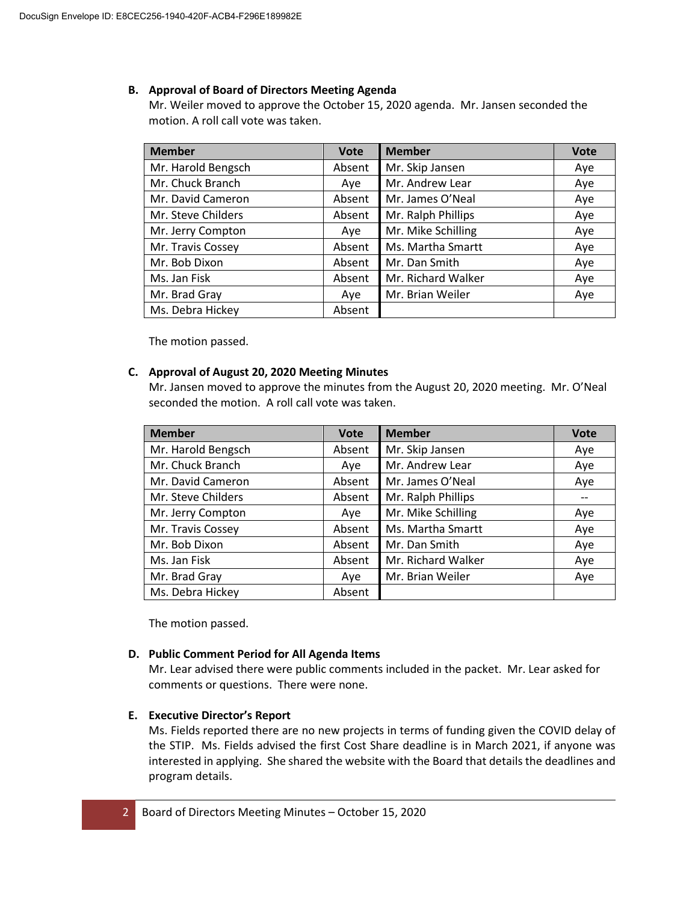### B. Approval of Board of Directors Meeting Agenda

Mr. Weiler moved to approve the October 15, 2020 agenda. Mr. Jansen seconded the motion. A roll call vote was taken.

| Member | Vote | Member | Vote |
|---|---|---|---|
| Mr. Harold Bengsch | Absent | Mr. Skip Jansen | Aye |
| Mr. Chuck Branch | Aye | Mr. Andrew Lear | Aye |
| Mr. David Cameron | Absent | Mr. James O'Neal | Aye |
| Mr. Steve Childers | Absent | Mr. Ralph Phillips | Aye |
| Mr. Jerry Compton | Aye | Mr. Mike Schilling | Aye |
| Mr. Travis Cossey | Absent | Ms. Martha Smartt | Aye |
| Mr. Bob Dixon | Absent | Mr. Dan Smith | Aye |
| Ms. Jan Fisk | Absent | Mr. Richard Walker | Aye |
| Mr. Brad Gray | Aye | Mr. Brian Weiler | Aye |
| Ms. Debra Hickey | Absent | | |

The motion passed.

### C. Approval of August 20, 2020 Meeting Minutes

Mr. Jansen moved to approve the minutes from the August 20, 2020 meeting. Mr. O'Neal seconded the motion. A roll call vote was taken.

| Member | Vote | Member | Vote |
|---|---|---|---|
| Mr. Harold Bengsch | Absent | Mr. Skip Jansen | Aye |
| Mr. Chuck Branch | Aye | Mr. Andrew Lear | Aye |
| Mr. David Cameron | Absent | Mr. James O'Neal | Aye |
| Mr. Steve Childers | Absent | Mr. Ralph Phillips | -- |
| Mr. Jerry Compton | Aye | Mr. Mike Schilling | Aye |
| Mr. Travis Cossey | Absent | Ms. Martha Smartt | Aye |
| Mr. Bob Dixon | Absent | Mr. Dan Smith | Aye |
| Ms. Jan Fisk | Absent | Mr. Richard Walker | Aye |
| Mr. Brad Gray | Aye | Mr. Brian Weiler | Aye |
| Ms. Debra Hickey | Absent | | |

The motion passed.

### D. Public Comment Period for All Agenda Items

Mr. Lear advised there were public comments included in the packet. Mr. Lear asked for comments or questions. There were none.

### E. Executive Director's Report

Ms. Fields reported there are no new projects in terms of funding given the COVID delay of the STIP. Ms. Fields advised the first Cost Share deadline is in March 2021, if anyone was interested in applying. She shared the website with the Board that details the deadlines and program details.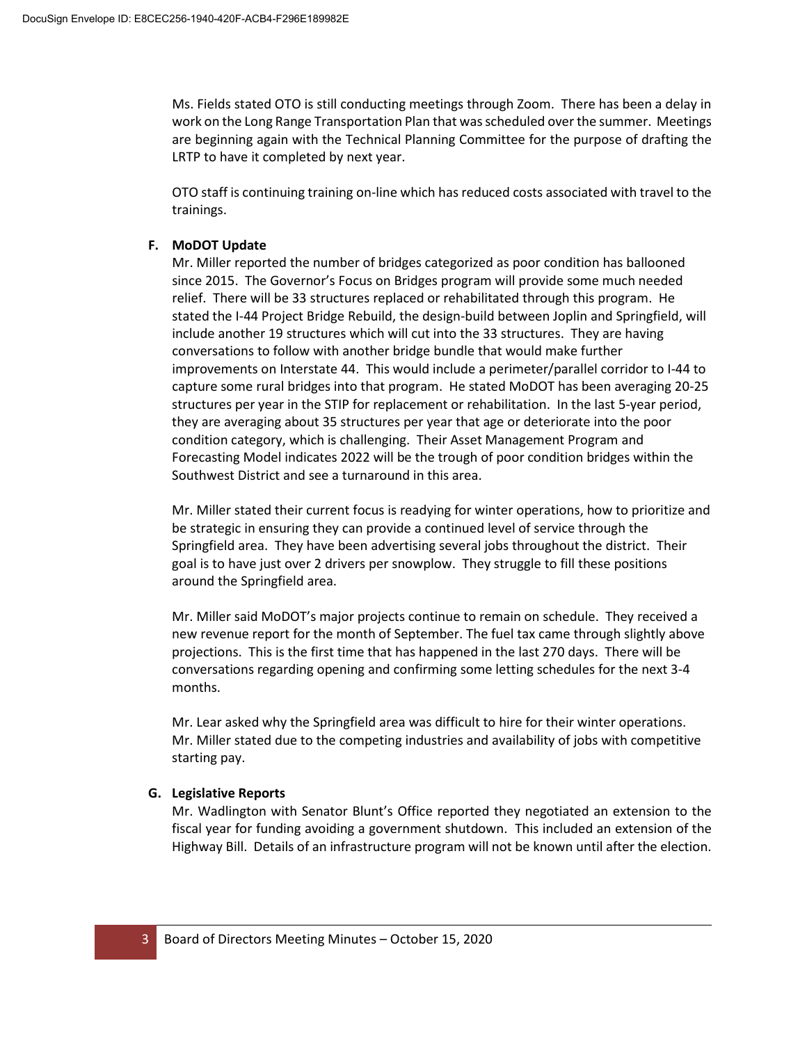Ms. Fields stated OTO is still conducting meetings through Zoom. There has been a delay in work on the Long Range Transportation Plan that was scheduled over the summer. Meetings are beginning again with the Technical Planning Committee for the purpose of drafting the LRTP to have it completed by next year.

OTO staff is continuing training on-line which has reduced costs associated with travel to the trainings.

**F. MoDOT Update**

Mr. Miller reported the number of bridges categorized as poor condition has ballooned since 2015. The Governor's Focus on Bridges program will provide some much needed relief. There will be 33 structures replaced or rehabilitated through this program. He stated the I-44 Project Bridge Rebuild, the design-build between Joplin and Springfield, will include another 19 structures which will cut into the 33 structures. They are having conversations to follow with another bridge bundle that would make further improvements on Interstate 44. This would include a perimeter/parallel corridor to I-44 to capture some rural bridges into that program. He stated MoDOT has been averaging 20-25 structures per year in the STIP for replacement or rehabilitation. In the last 5-year period, they are averaging about 35 structures per year that age or deteriorate into the poor condition category, which is challenging. Their Asset Management Program and Forecasting Model indicates 2022 will be the trough of poor condition bridges within the Southwest District and see a turnaround in this area.

Mr. Miller stated their current focus is readying for winter operations, how to prioritize and be strategic in ensuring they can provide a continued level of service through the Springfield area. They have been advertising several jobs throughout the district. Their goal is to have just over 2 drivers per snowplow. They struggle to fill these positions around the Springfield area.

Mr. Miller said MoDOT's major projects continue to remain on schedule. They received a new revenue report for the month of September. The fuel tax came through slightly above projections. This is the first time that has happened in the last 270 days. There will be conversations regarding opening and confirming some letting schedules for the next 3-4 months.

Mr. Lear asked why the Springfield area was difficult to hire for their winter operations. Mr. Miller stated due to the competing industries and availability of jobs with competitive starting pay.

**G. Legislative Reports**

Mr. Wadlington with Senator Blunt's Office reported they negotiated an extension to the fiscal year for funding avoiding a government shutdown. This included an extension of the Highway Bill. Details of an infrastructure program will not be known until after the election.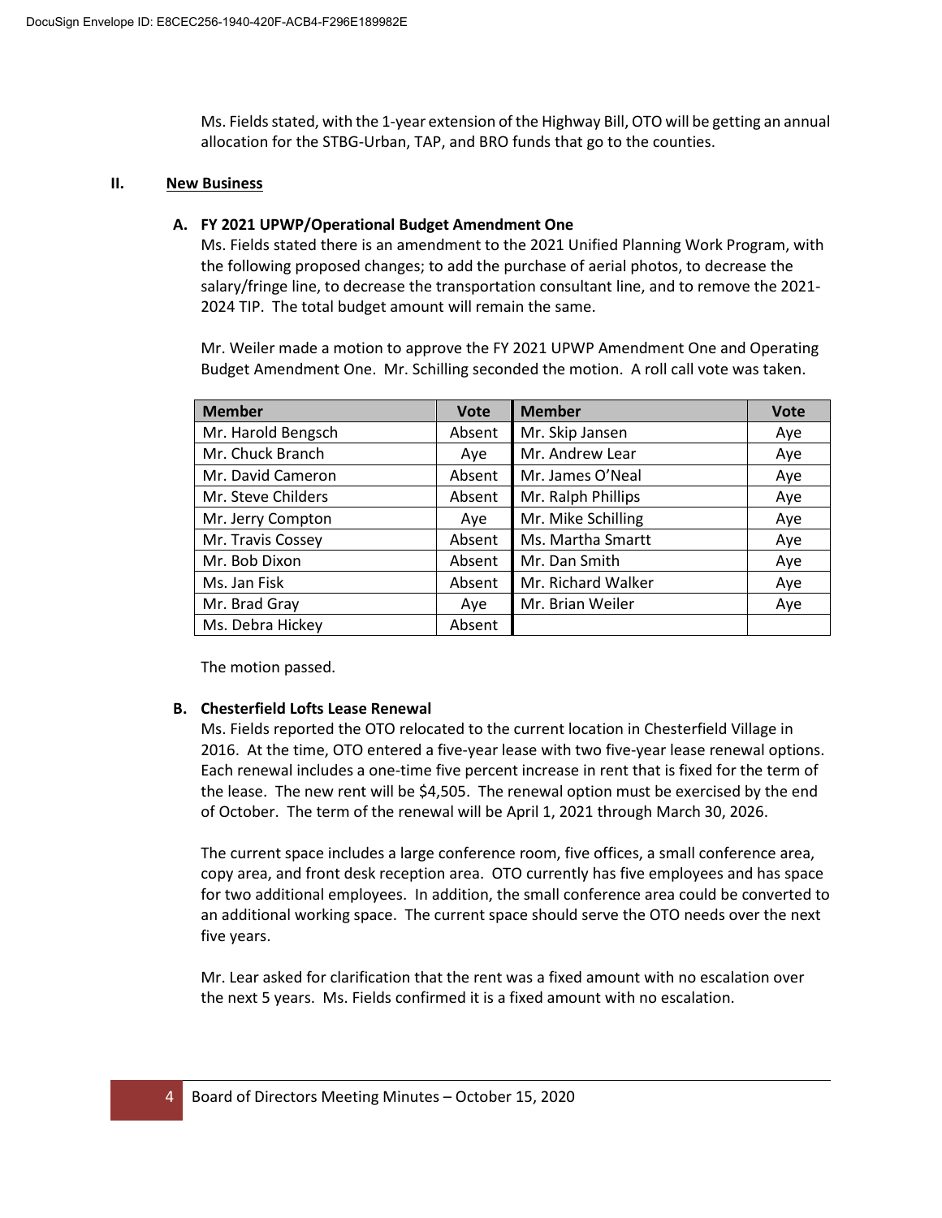Ms. Fields stated, with the 1-year extension of the Highway Bill, OTO will be getting an annual allocation for the STBG-Urban, TAP, and BRO funds that go to the counties.

## II. New Business

### A. FY 2021 UPWP/Operational Budget Amendment One

Ms. Fields stated there is an amendment to the 2021 Unified Planning Work Program, with the following proposed changes; to add the purchase of aerial photos, to decrease the salary/fringe line, to decrease the transportation consultant line, and to remove the 2021-2024 TIP. The total budget amount will remain the same.

Mr. Weiler made a motion to approve the FY 2021 UPWP Amendment One and Operating Budget Amendment One. Mr. Schilling seconded the motion. A roll call vote was taken.

| Member | Vote | Member | Vote |
|---|---|---|---|
| Mr. Harold Bengsch | Absent | Mr. Skip Jansen | Aye |
| Mr. Chuck Branch | Aye | Mr. Andrew Lear | Aye |
| Mr. David Cameron | Absent | Mr. James O'Neal | Aye |
| Mr. Steve Childers | Absent | Mr. Ralph Phillips | Aye |
| Mr. Jerry Compton | Aye | Mr. Mike Schilling | Aye |
| Mr. Travis Cossey | Absent | Ms. Martha Smartt | Aye |
| Mr. Bob Dixon | Absent | Mr. Dan Smith | Aye |
| Ms. Jan Fisk | Absent | Mr. Richard Walker | Aye |
| Mr. Brad Gray | Aye | Mr. Brian Weiler | Aye |
| Ms. Debra Hickey | Absent | | |

The motion passed.

### B. Chesterfield Lofts Lease Renewal

Ms. Fields reported the OTO relocated to the current location in Chesterfield Village in 2016. At the time, OTO entered a five-year lease with two five-year lease renewal options. Each renewal includes a one-time five percent increase in rent that is fixed for the term of the lease. The new rent will be $4,505. The renewal option must be exercised by the end of October. The term of the renewal will be April 1, 2021 through March 30, 2026.

The current space includes a large conference room, five offices, a small conference area, copy area, and front desk reception area. OTO currently has five employees and has space for two additional employees. In addition, the small conference area could be converted to an additional working space. The current space should serve the OTO needs over the next five years.

Mr. Lear asked for clarification that the rent was a fixed amount with no escalation over the next 5 years. Ms. Fields confirmed it is a fixed amount with no escalation.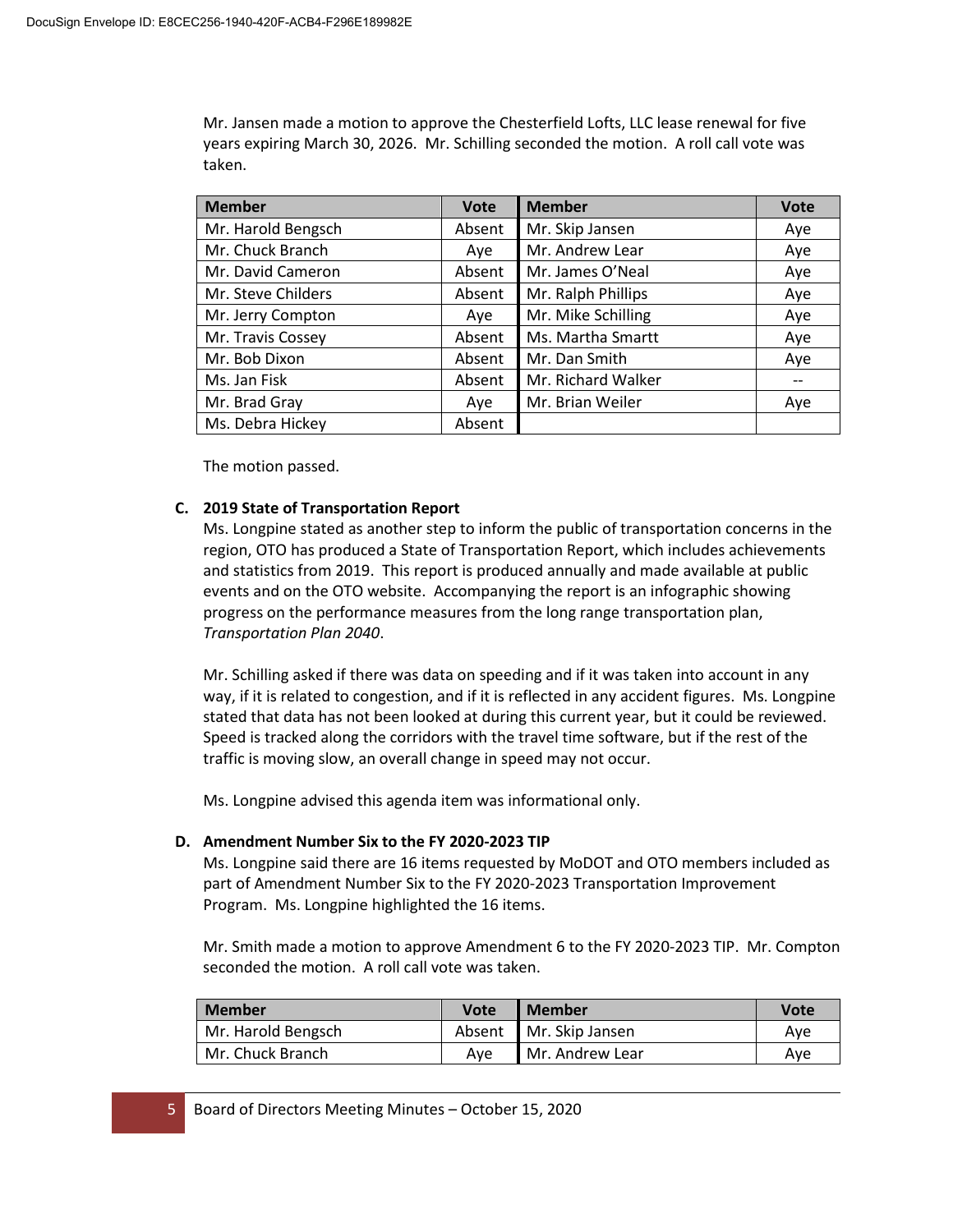Mr. Jansen made a motion to approve the Chesterfield Lofts, LLC lease renewal for five years expiring March 30, 2026. Mr. Schilling seconded the motion. A roll call vote was taken.

| Member | Vote | Member | Vote |
|---|---|---|---|
| Mr. Harold Bengsch | Absent | Mr. Skip Jansen | Aye |
| Mr. Chuck Branch | Aye | Mr. Andrew Lear | Aye |
| Mr. David Cameron | Absent | Mr. James O'Neal | Aye |
| Mr. Steve Childers | Absent | Mr. Ralph Phillips | Aye |
| Mr. Jerry Compton | Aye | Mr. Mike Schilling | Aye |
| Mr. Travis Cossey | Absent | Ms. Martha Smartt | Aye |
| Mr. Bob Dixon | Absent | Mr. Dan Smith | Aye |
| Ms. Jan Fisk | Absent | Mr. Richard Walker | -- |
| Mr. Brad Gray | Aye | Mr. Brian Weiler | Aye |
| Ms. Debra Hickey | Absent | | |

The motion passed.

**C. 2019 State of Transportation Report**

Ms. Longpine stated as another step to inform the public of transportation concerns in the region, OTO has produced a State of Transportation Report, which includes achievements and statistics from 2019. This report is produced annually and made available at public events and on the OTO website. Accompanying the report is an infographic showing progress on the performance measures from the long range transportation plan, *Transportation Plan 2040*.

Mr. Schilling asked if there was data on speeding and if it was taken into account in any way, if it is related to congestion, and if it is reflected in any accident figures. Ms. Longpine stated that data has not been looked at during this current year, but it could be reviewed. Speed is tracked along the corridors with the travel time software, but if the rest of the traffic is moving slow, an overall change in speed may not occur.

Ms. Longpine advised this agenda item was informational only.

**D. Amendment Number Six to the FY 2020-2023 TIP**

Ms. Longpine said there are 16 items requested by MoDOT and OTO members included as part of Amendment Number Six to the FY 2020-2023 Transportation Improvement Program. Ms. Longpine highlighted the 16 items.

Mr. Smith made a motion to approve Amendment 6 to the FY 2020-2023 TIP. Mr. Compton seconded the motion. A roll call vote was taken.

| Member | Vote | Member | Vote |
|---|---|---|---|
| Mr. Harold Bengsch | Absent | Mr. Skip Jansen | Aye |
| Mr. Chuck Branch | Aye | Mr. Andrew Lear | Aye |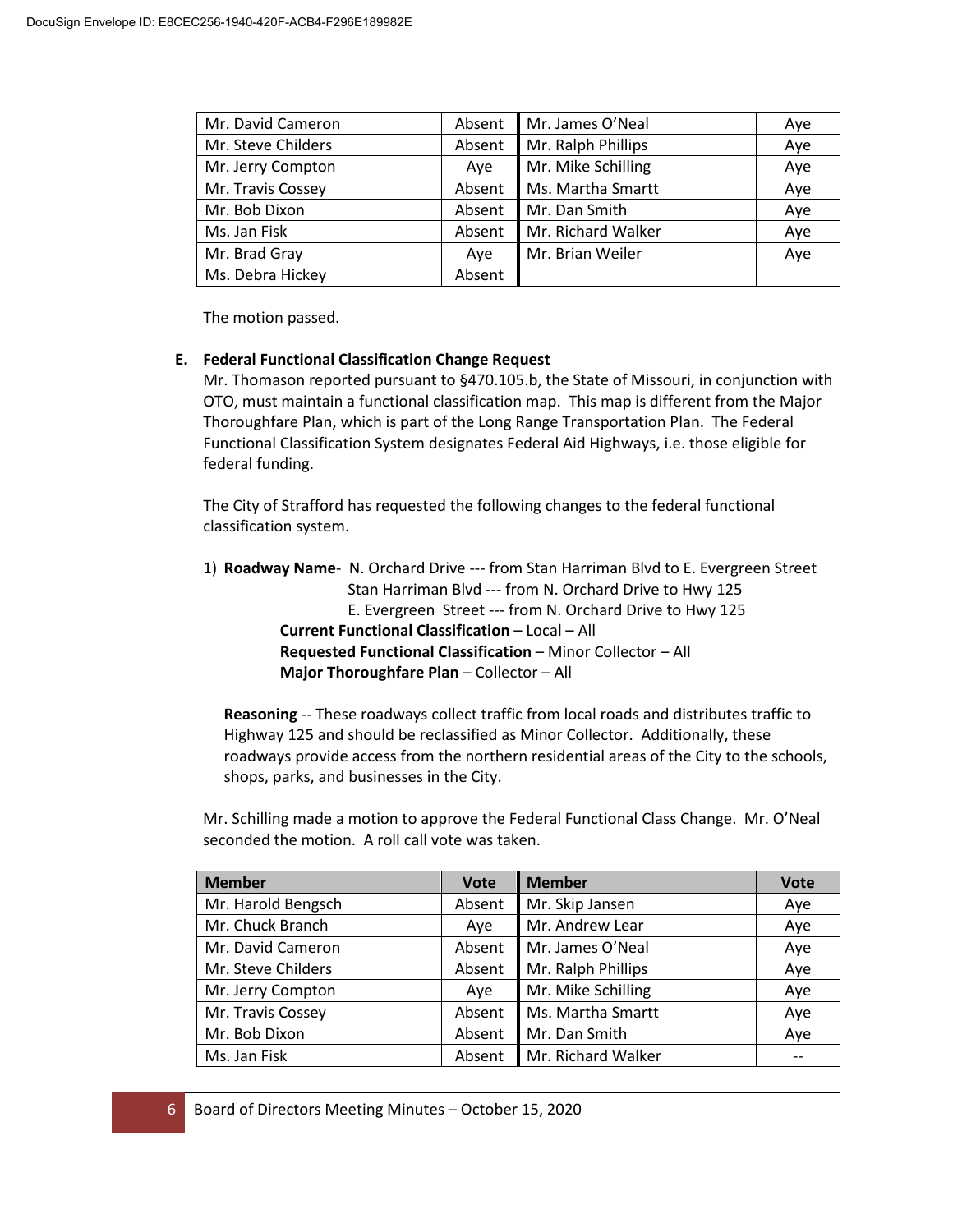| Mr. David Cameron | Absent | Mr. James O'Neal | Aye |
|---|---|---|---|
| Mr. Steve Childers | Absent | Mr. Ralph Phillips | Aye |
| Mr. Jerry Compton | Aye | Mr. Mike Schilling | Aye |
| Mr. Travis Cossey | Absent | Ms. Martha Smartt | Aye |
| Mr. Bob Dixon | Absent | Mr. Dan Smith | Aye |
| Ms. Jan Fisk | Absent | Mr. Richard Walker | Aye |
| Mr. Brad Gray | Aye | Mr. Brian Weiler | Aye |
| Ms. Debra Hickey | Absent | | |

The motion passed.

**E. Federal Functional Classification Change Request**

Mr. Thomason reported pursuant to §470.105.b, the State of Missouri, in conjunction with OTO, must maintain a functional classification map. This map is different from the Major Thoroughfare Plan, which is part of the Long Range Transportation Plan. The Federal Functional Classification System designates Federal Aid Highways, i.e. those eligible for federal funding.

The City of Strafford has requested the following changes to the federal functional classification system.

1) **Roadway Name**- N. Orchard Drive --- from Stan Harriman Blvd to E. Evergreen Street
Stan Harriman Blvd --- from N. Orchard Drive to Hwy 125
E. Evergreen Street --- from N. Orchard Drive to Hwy 125
**Current Functional Classification** – Local – All
**Requested Functional Classification** – Minor Collector – All
**Major Thoroughfare Plan** – Collector – All

**Reasoning** -- These roadways collect traffic from local roads and distributes traffic to Highway 125 and should be reclassified as Minor Collector. Additionally, these roadways provide access from the northern residential areas of the City to the schools, shops, parks, and businesses in the City.

Mr. Schilling made a motion to approve the Federal Functional Class Change. Mr. O'Neal seconded the motion. A roll call vote was taken.

| Member | Vote | Member | Vote |
|---|---|---|---|
| Mr. Harold Bengsch | Absent | Mr. Skip Jansen | Aye |
| Mr. Chuck Branch | Aye | Mr. Andrew Lear | Aye |
| Mr. David Cameron | Absent | Mr. James O'Neal | Aye |
| Mr. Steve Childers | Absent | Mr. Ralph Phillips | Aye |
| Mr. Jerry Compton | Aye | Mr. Mike Schilling | Aye |
| Mr. Travis Cossey | Absent | Ms. Martha Smartt | Aye |
| Mr. Bob Dixon | Absent | Mr. Dan Smith | Aye |
| Ms. Jan Fisk | Absent | Mr. Richard Walker | -- |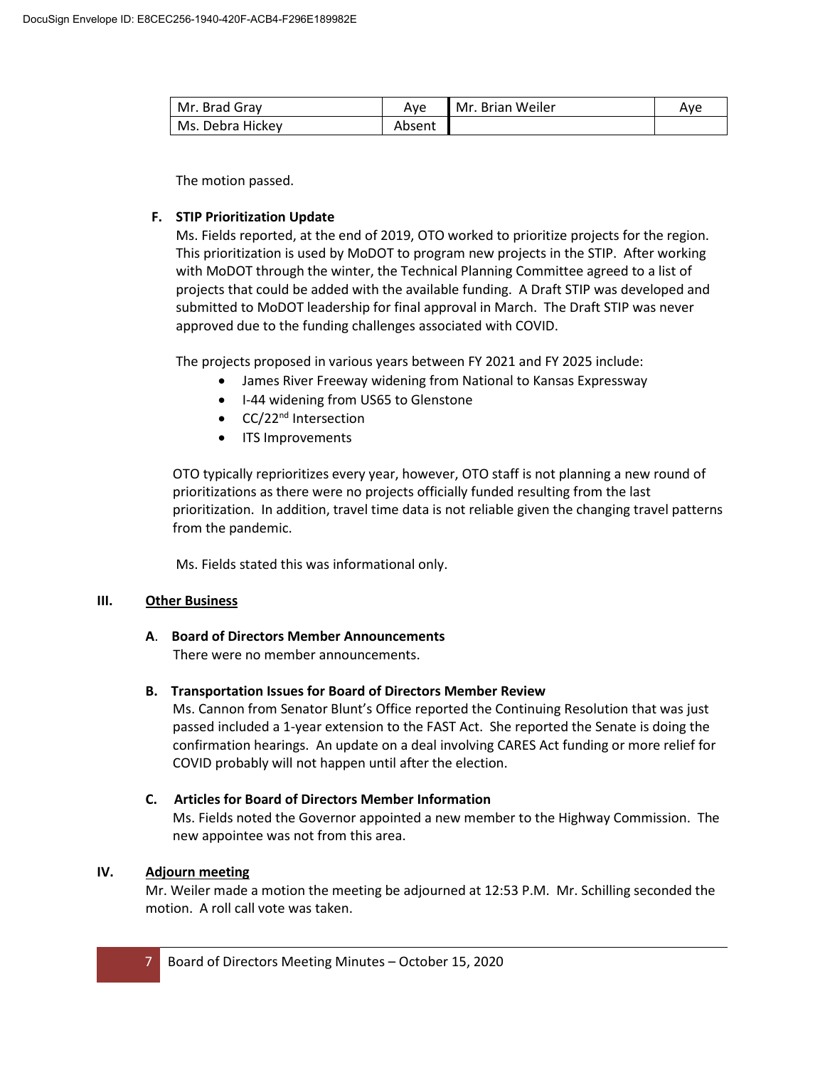| Mr. Brad Gray | Aye | Mr. Brian Weiler | Aye |
|---|---|---|---|
| Ms. Debra Hickey | Absent | | |

The motion passed.

**F. STIP Prioritization Update**

Ms. Fields reported, at the end of 2019, OTO worked to prioritize projects for the region. This prioritization is used by MoDOT to program new projects in the STIP. After working with MoDOT through the winter, the Technical Planning Committee agreed to a list of projects that could be added with the available funding. A Draft STIP was developed and submitted to MoDOT leadership for final approval in March. The Draft STIP was never approved due to the funding challenges associated with COVID.

The projects proposed in various years between FY 2021 and FY 2025 include:

- James River Freeway widening from National to Kansas Expressway
- I-44 widening from US65 to Glenstone
- CC/22nd Intersection
- ITS Improvements

OTO typically reprioritizes every year, however, OTO staff is not planning a new round of prioritizations as there were no projects officially funded resulting from the last prioritization. In addition, travel time data is not reliable given the changing travel patterns from the pandemic.

Ms. Fields stated this was informational only.

## III. Other Business

**A. Board of Directors Member Announcements**

There were no member announcements.

**B. Transportation Issues for Board of Directors Member Review**

Ms. Cannon from Senator Blunt's Office reported the Continuing Resolution that was just passed included a 1-year extension to the FAST Act. She reported the Senate is doing the confirmation hearings. An update on a deal involving CARES Act funding or more relief for COVID probably will not happen until after the election.

**C. Articles for Board of Directors Member Information**

Ms. Fields noted the Governor appointed a new member to the Highway Commission. The new appointee was not from this area.

## IV. Adjourn meeting

Mr. Weiler made a motion the meeting be adjourned at 12:53 P.M. Mr. Schilling seconded the motion. A roll call vote was taken.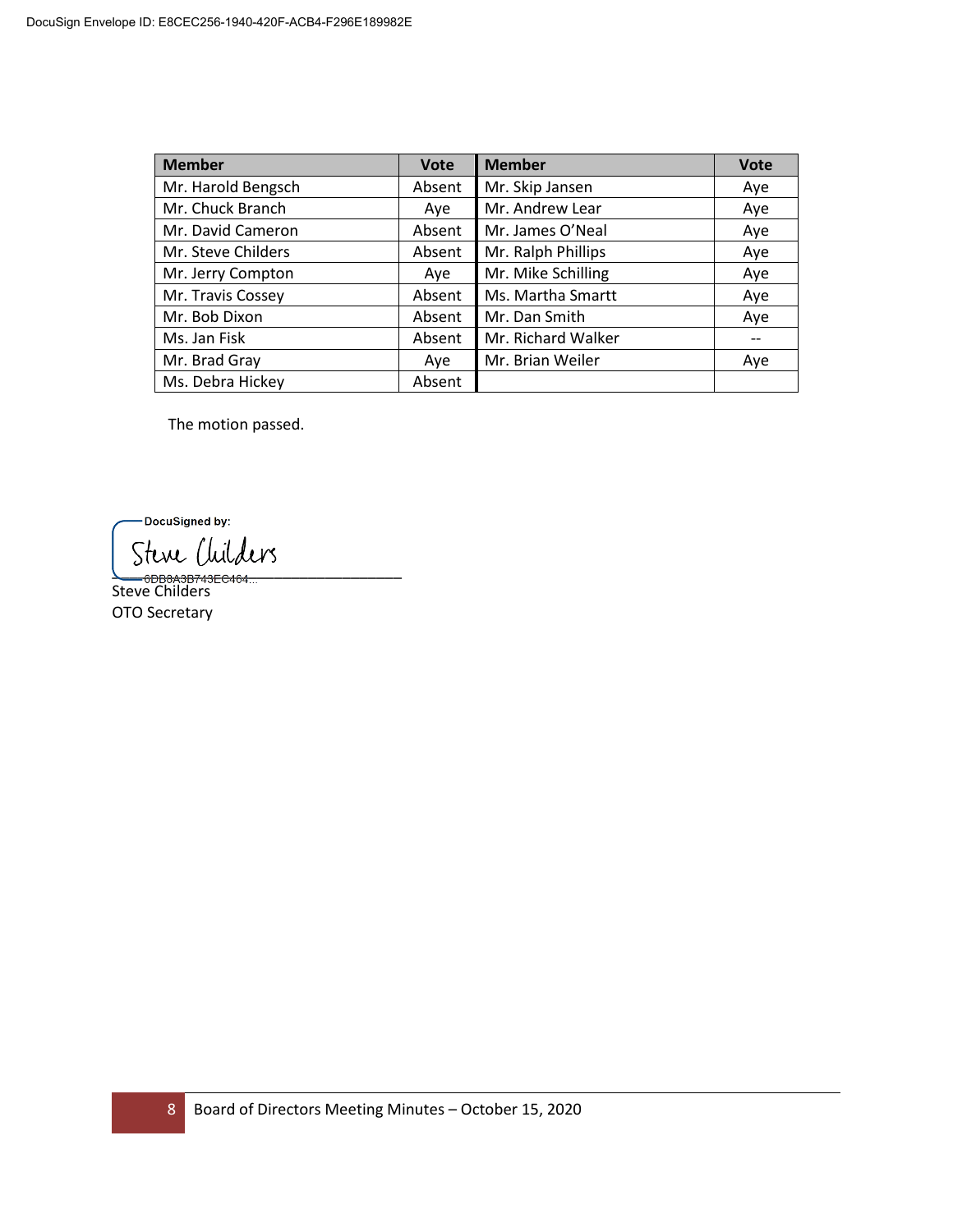| Member | Vote | Member | Vote |
|---|---|---|---|
| Mr. Harold Bengsch | Absent | Mr. Skip Jansen | Aye |
| Mr. Chuck Branch | Aye | Mr. Andrew Lear | Aye |
| Mr. David Cameron | Absent | Mr. James O'Neal | Aye |
| Mr. Steve Childers | Absent | Mr. Ralph Phillips | Aye |
| Mr. Jerry Compton | Aye | Mr. Mike Schilling | Aye |
| Mr. Travis Cossey | Absent | Ms. Martha Smartt | Aye |
| Mr. Bob Dixon | Absent | Mr. Dan Smith | Aye |
| Ms. Jan Fisk | Absent | Mr. Richard Walker | -- |
| Mr. Brad Gray | Aye | Mr. Brian Weiler | Aye |
| Ms. Debra Hickey | Absent | | |

The motion passed.

DocuSigned by:

Steve Childers

6DB8A3B743EC464...

Steve Childers
OTO Secretary